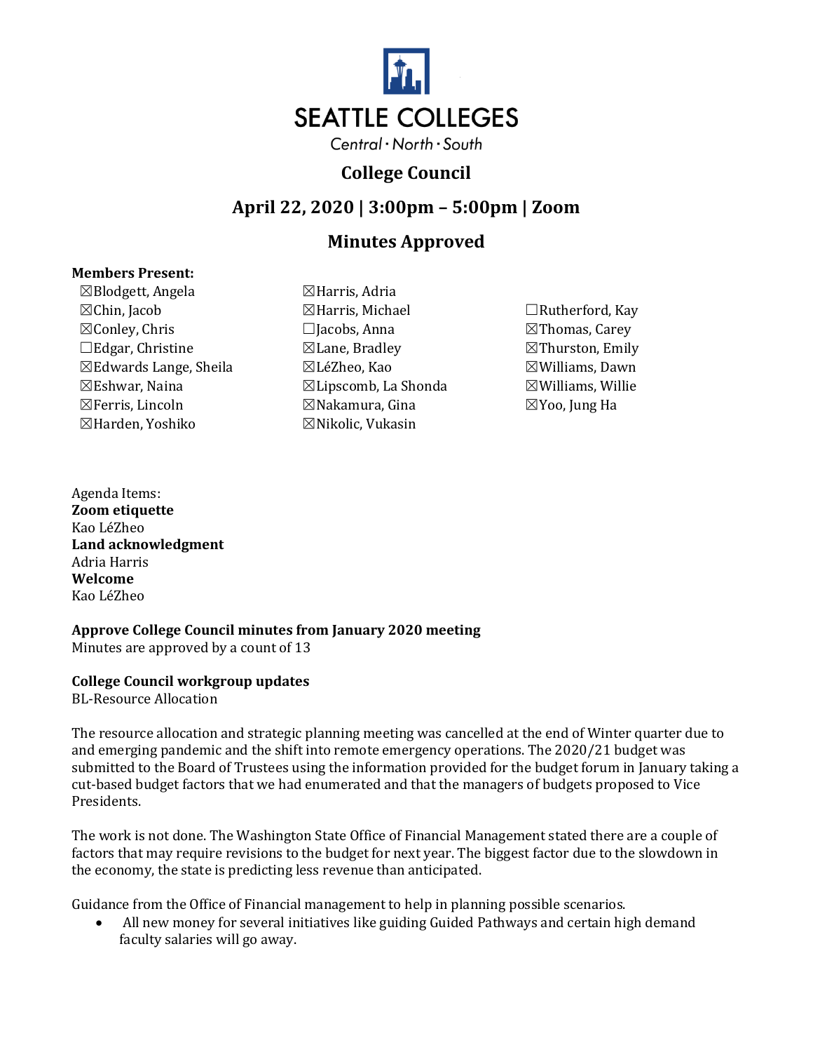# SEATTLE COLLEGES

Central · North · South

## College Council

## April 22, 2020 | 3:00pm – 5:00pm | Zoom

## Minutes Approved

**Members Present:**

☒Blodgett, Angela
☒Chin, Jacob
☒Conley, Chris
☐Edgar, Christine
☒Edwards Lange, Sheila
☒Eshwar, Naina
☒Ferris, Lincoln
☒Harden, Yoshiko
☒Harris, Adria
☒Harris, Michael
☐Jacobs, Anna
☒Lane, Bradley
☒LéZheo, Kao
☒Lipscomb, La Shonda
☒Nakamura, Gina
☒Nikolic, Vukasin
☐Rutherford, Kay
☒Thomas, Carey
☒Thurston, Emily
☒Williams, Dawn
☒Williams, Willie
☒Yoo, Jung Ha

Agenda Items:
**Zoom etiquette**
Kao LéZheo
**Land acknowledgment**
Adria Harris
**Welcome**
Kao LéZheo

**Approve College Council minutes from January 2020 meeting**
Minutes are approved by a count of 13

**College Council workgroup updates**
BL-Resource Allocation

The resource allocation and strategic planning meeting was cancelled at the end of Winter quarter due to and emerging pandemic and the shift into remote emergency operations. The 2020/21 budget was submitted to the Board of Trustees using the information provided for the budget forum in January taking a cut-based budget factors that we had enumerated and that the managers of budgets proposed to Vice Presidents.

The work is not done. The Washington State Office of Financial Management stated there are a couple of factors that may require revisions to the budget for next year. The biggest factor due to the slowdown in the economy, the state is predicting less revenue than anticipated.

Guidance from the Office of Financial management to help in planning possible scenarios.

- All new money for several initiatives like guiding Guided Pathways and certain high demand faculty salaries will go away.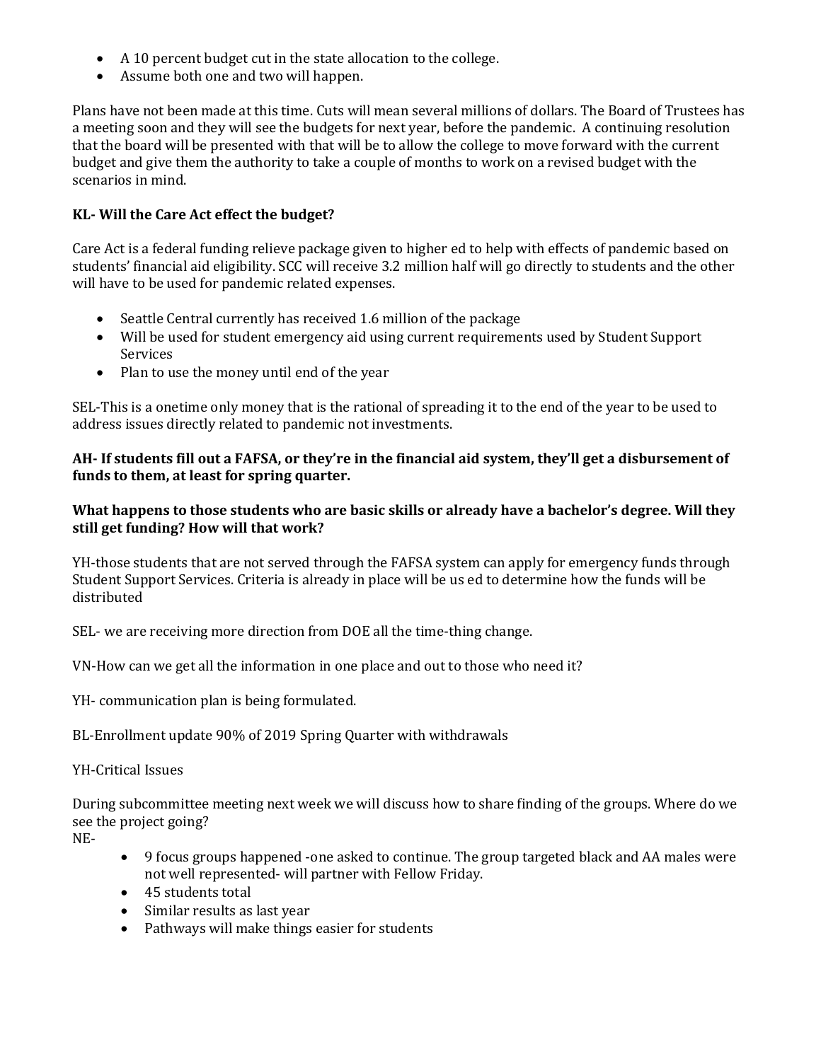- A 10 percent budget cut in the state allocation to the college.
- Assume both one and two will happen.

Plans have not been made at this time. Cuts will mean several millions of dollars. The Board of Trustees has a meeting soon and they will see the budgets for next year, before the pandemic. A continuing resolution that the board will be presented with that will be to allow the college to move forward with the current budget and give them the authority to take a couple of months to work on a revised budget with the scenarios in mind.

**KL- Will the Care Act effect the budget?**

Care Act is a federal funding relieve package given to higher ed to help with effects of pandemic based on students' financial aid eligibility. SCC will receive 3.2 million half will go directly to students and the other will have to be used for pandemic related expenses.

- Seattle Central currently has received 1.6 million of the package
- Will be used for student emergency aid using current requirements used by Student Support Services
- Plan to use the money until end of the year

SEL-This is a onetime only money that is the rational of spreading it to the end of the year to be used to address issues directly related to pandemic not investments.

**AH- If students fill out a FAFSA, or they're in the financial aid system, they'll get a disbursement of funds to them, at least for spring quarter.**

**What happens to those students who are basic skills or already have a bachelor's degree. Will they still get funding? How will that work?**

YH-those students that are not served through the FAFSA system can apply for emergency funds through Student Support Services. Criteria is already in place will be us ed to determine how the funds will be distributed

SEL- we are receiving more direction from DOE all the time-thing change.

VN-How can we get all the information in one place and out to those who need it?

YH- communication plan is being formulated.

BL-Enrollment update 90% of 2019 Spring Quarter with withdrawals

YH-Critical Issues

During subcommittee meeting next week we will discuss how to share finding of the groups. Where do we see the project going?
NE-

- 9 focus groups happened -one asked to continue. The group targeted black and AA males were not well represented- will partner with Fellow Friday.
- 45 students total
- Similar results as last year
- Pathways will make things easier for students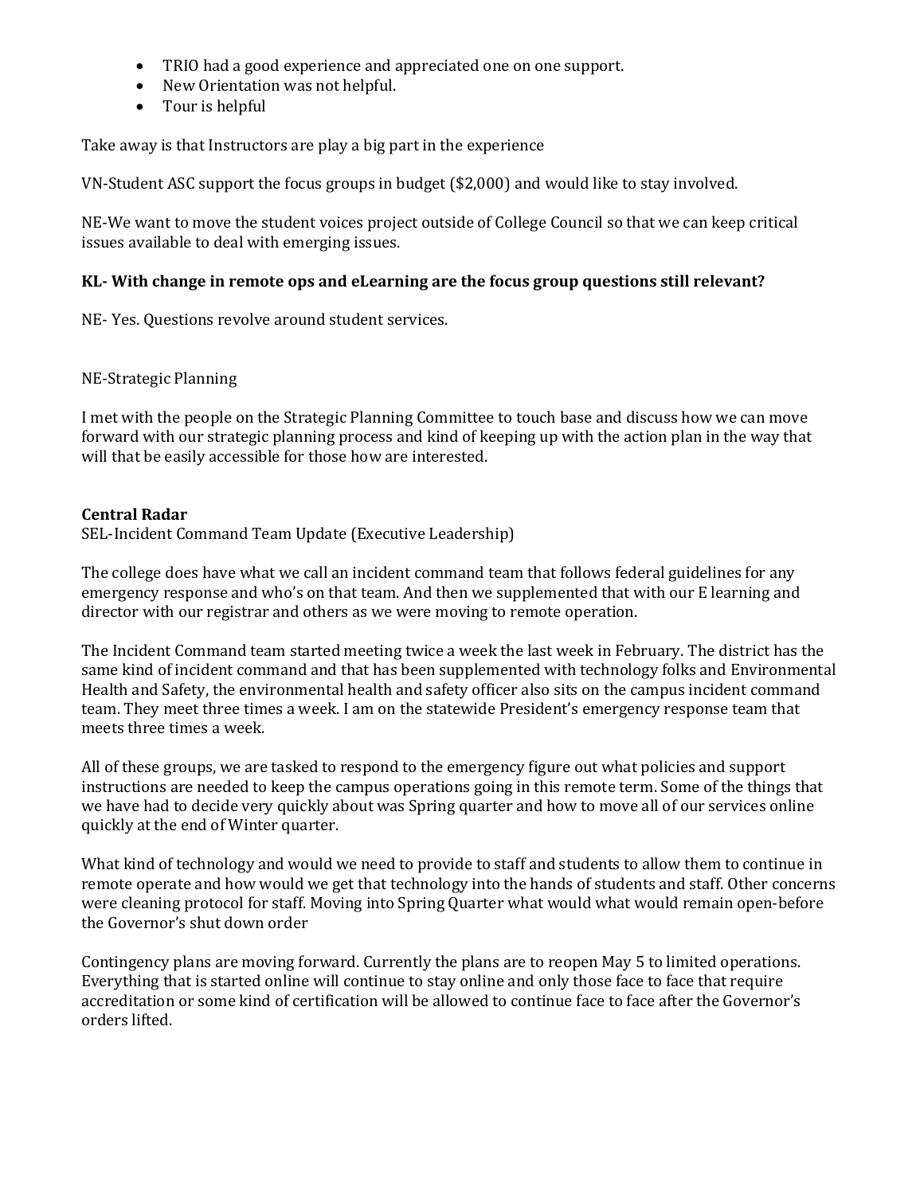- TRIO had a good experience and appreciated one on one support.
- New Orientation was not helpful.
- Tour is helpful

Take away is that Instructors are play a big part in the experience

VN-Student ASC support the focus groups in budget ($2,000) and would like to stay involved.

NE-We want to move the student voices project outside of College Council so that we can keep critical issues available to deal with emerging issues.

**KL- With change in remote ops and eLearning are the focus group questions still relevant?**

NE- Yes. Questions revolve around student services.

NE-Strategic Planning

I met with the people on the Strategic Planning Committee to touch base and discuss how we can move forward with our strategic planning process and kind of keeping up with the action plan in the way that will that be easily accessible for those how are interested.

**Central Radar**

SEL-Incident Command Team Update (Executive Leadership)

The college does have what we call an incident command team that follows federal guidelines for any emergency response and who's on that team. And then we supplemented that with our E learning and director with our registrar and others as we were moving to remote operation.

The Incident Command team started meeting twice a week the last week in February. The district has the same kind of incident command and that has been supplemented with technology folks and Environmental Health and Safety, the environmental health and safety officer also sits on the campus incident command team. They meet three times a week. I am on the statewide President's emergency response team that meets three times a week.

All of these groups, we are tasked to respond to the emergency figure out what policies and support instructions are needed to keep the campus operations going in this remote term. Some of the things that we have had to decide very quickly about was Spring quarter and how to move all of our services online quickly at the end of Winter quarter.

What kind of technology and would we need to provide to staff and students to allow them to continue in remote operate and how would we get that technology into the hands of students and staff. Other concerns were cleaning protocol for staff. Moving into Spring Quarter what would what would remain open-before the Governor's shut down order

Contingency plans are moving forward. Currently the plans are to reopen May 5 to limited operations. Everything that is started online will continue to stay online and only those face to face that require accreditation or some kind of certification will be allowed to continue face to face after the Governor's orders lifted.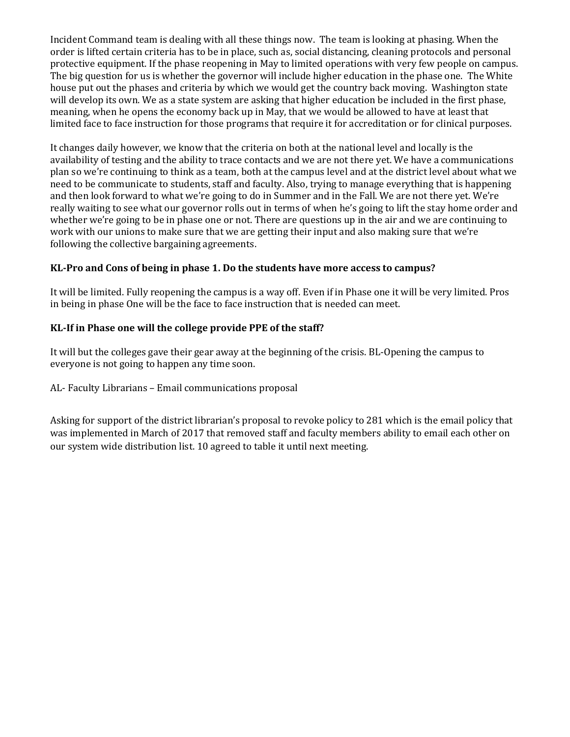Incident Command team is dealing with all these things now. The team is looking at phasing. When the order is lifted certain criteria has to be in place, such as, social distancing, cleaning protocols and personal protective equipment. If the phase reopening in May to limited operations with very few people on campus. The big question for us is whether the governor will include higher education in the phase one. The White house put out the phases and criteria by which we would get the country back moving. Washington state will develop its own. We as a state system are asking that higher education be included in the first phase, meaning, when he opens the economy back up in May, that we would be allowed to have at least that limited face to face instruction for those programs that require it for accreditation or for clinical purposes.

It changes daily however, we know that the criteria on both at the national level and locally is the availability of testing and the ability to trace contacts and we are not there yet. We have a communications plan so we're continuing to think as a team, both at the campus level and at the district level about what we need to be communicate to students, staff and faculty. Also, trying to manage everything that is happening and then look forward to what we're going to do in Summer and in the Fall. We are not there yet. We're really waiting to see what our governor rolls out in terms of when he's going to lift the stay home order and whether we're going to be in phase one or not. There are questions up in the air and we are continuing to work with our unions to make sure that we are getting their input and also making sure that we're following the collective bargaining agreements.

**KL-Pro and Cons of being in phase 1. Do the students have more access to campus?**

It will be limited. Fully reopening the campus is a way off. Even if in Phase one it will be very limited. Pros in being in phase One will be the face to face instruction that is needed can meet.

**KL-If in Phase one will the college provide PPE of the staff?**

It will but the colleges gave their gear away at the beginning of the crisis. BL-Opening the campus to everyone is not going to happen any time soon.

AL- Faculty Librarians – Email communications proposal

Asking for support of the district librarian's proposal to revoke policy to 281 which is the email policy that was implemented in March of 2017 that removed staff and faculty members ability to email each other on our system wide distribution list. 10 agreed to table it until next meeting.